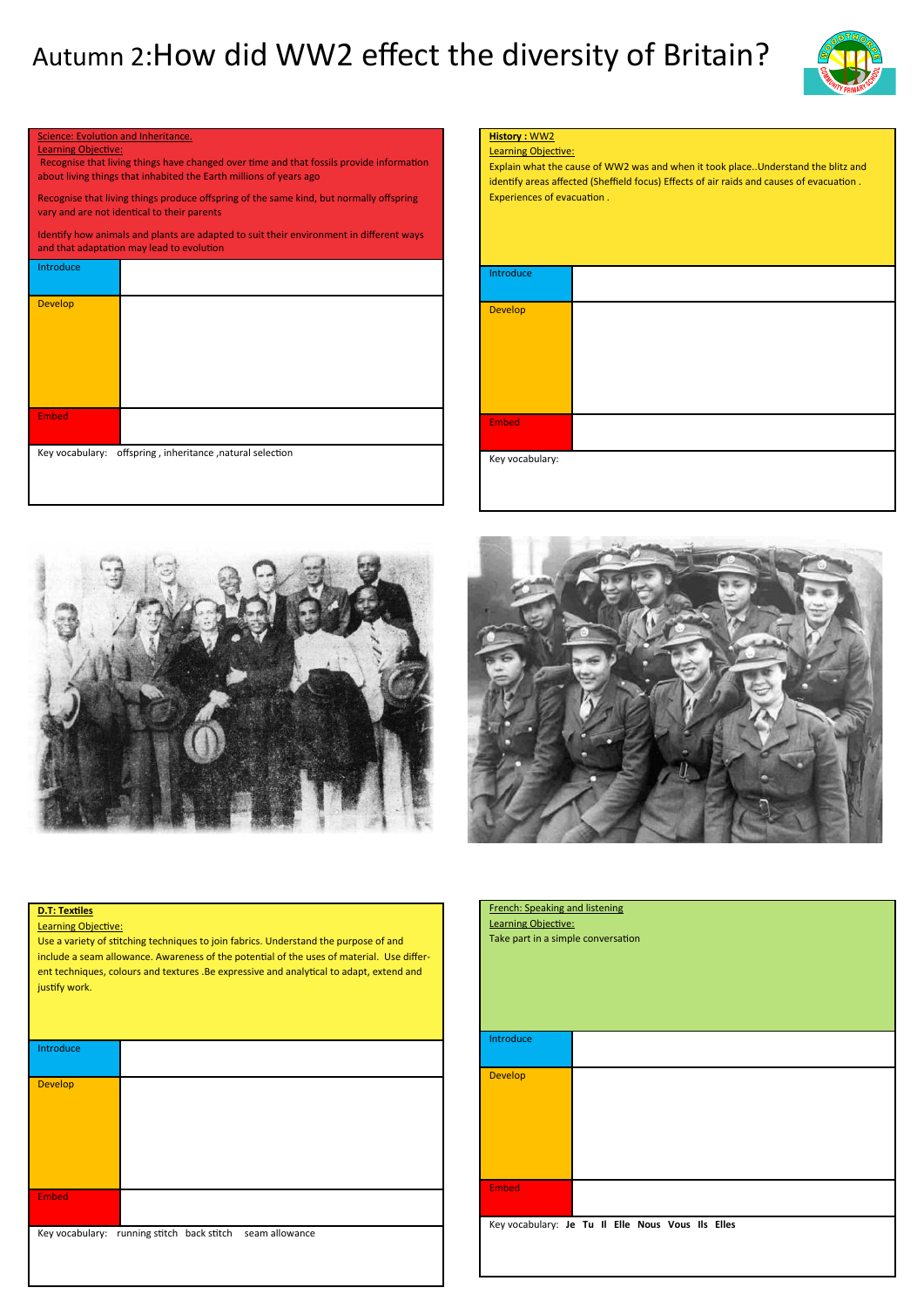# Autumn 2: How did WW2 effect the diversity of Britain?

## Science: Evolution and Inheritance.

Learning Objective:

Recognise that living things have changed over time and that fossils provide information about living things that inhabited the Earth millions of years ago

Recognise that living things produce offspring of the same kind, but normally offspring vary and are not identical to their parents

Identify how animals and plants are adapted to suit their environment in different ways and that adaptation may lead to evolution

| | |
|---|---|
| Introduce | |
| Develop | |
| Embed | |

Key vocabulary: offspring , inheritance ,natural selection

## History : WW2

Learning Objective:

Explain what the cause of WW2 was and when it took place..Understand the blitz and identify areas affected (Sheffield focus) Effects of air raids and causes of evacuation . Experiences of evacuation .

| | |
|---|---|
| Introduce | |
| Develop | |
| Embed | |

Key vocabulary:

## D.T: Textiles

Learning Objective:

Use a variety of stitching techniques to join fabrics. Understand the purpose of and include a seam allowance. Awareness of the potential of the uses of material. Use different techniques, colours and textures .Be expressive and analytical to adapt, extend and justify work.

| | |
|---|---|
| Introduce | |
| Develop | |
| Embed | |

Key vocabulary: running stitch back stitch seam allowance

## French: Speaking and listening

Learning Objective:

Take part in a simple conversation

| | |
|---|---|
| Introduce | |
| Develop | |
| Embed | |

Key vocabulary: **Je Tu Il Elle Nous Vous Ils Elles**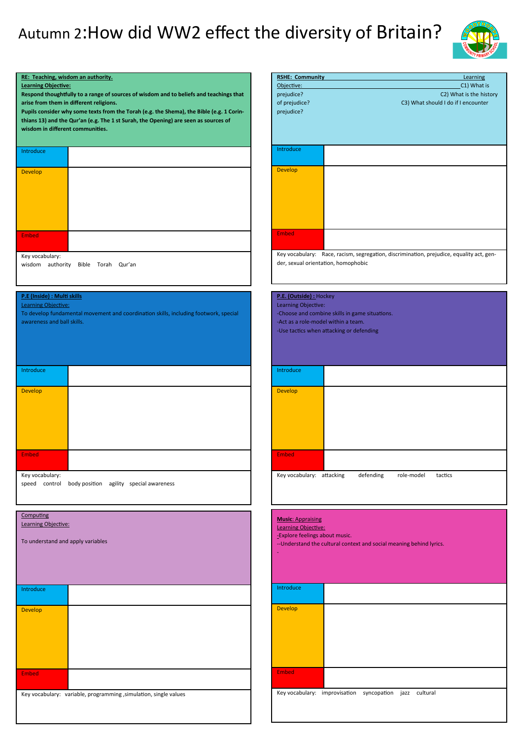# Autumn 2:How did WW2 effect the diversity of Britain?

## RE: Teaching, wisdom an authority.

**Learning Objective:**

**Respond thoughtfully to a range of sources of wisdom and to beliefs and teachings that arise from them in different religions.**

**Pupils consider why some texts from the Torah (e.g. the Shema), the Bible (e.g. 1 Corinthians 13) and the Qur'an (e.g. The 1 st Surah, the Opening) are seen as sources of wisdom in different communities.**

| | |
|---|---|
| Introduce | |
| Develop | |
| Embed | |

Key vocabulary:
wisdom authority Bible Torah Qur'an

## RSHE: Community

Learning Objective: C1) What is prejudice? C2) What is the history of prejudice? C3) What should I do if I encounter prejudice?

| | |
|---|---|
| Introduce | |
| Develop | |
| Embed | |

Key vocabulary: Race, racism, segregation, discrimination, prejudice, equality act, gender, sexual orientation, homophobic

## P.E (Inside) : Multi skills

Learning Objective:

To develop fundamental movement and coordination skills, including footwork, special awareness and ball skills.

| | |
|---|---|
| Introduce | |
| Develop | |
| Embed | |

Key vocabulary:
speed control body position agility special awareness

## P.E. (Outside) : Hockey

Learning Objective:

-Choose and combine skills in game situations.
-Act as a role-model within a team.
-Use tactics when attacking or defending

| | |
|---|---|
| Introduce | |
| Develop | |
| Embed | |

Key vocabulary: attacking defending role-model tactics

## Computing

Learning Objective:

To understand and apply variables

| | |
|---|---|
| Introduce | |
| Develop | |
| Embed | |

Key vocabulary: variable, programming ,simulation, single values

## Music: Appraising

Learning Objective:

-Explore feelings about music.
--Understand the cultural context and social meaning behind lyrics.
-

| | |
|---|---|
| Introduce | |
| Develop | |
| Embed | |

Key vocabulary: improvisation syncopation jazz cultural